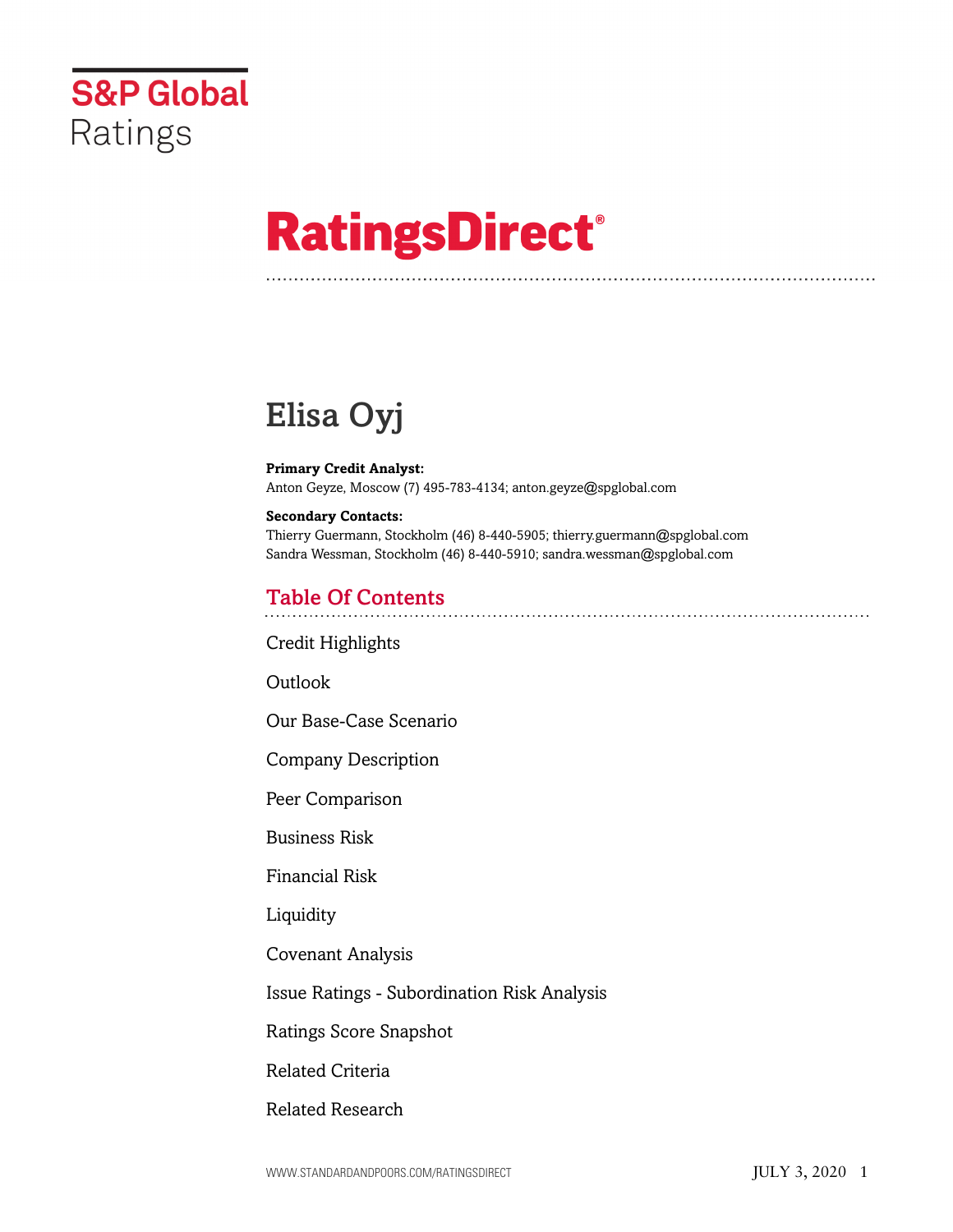S&P Global Ratings

# RatingsDirect®

# Elisa Oyj

**Primary Credit Analyst:**
Anton Geyze, Moscow (7) 495-783-4134; anton.geyze@spglobal.com

**Secondary Contacts:**
Thierry Guermann, Stockholm (46) 8-440-5905; thierry.guermann@spglobal.com
Sandra Wessman, Stockholm (46) 8-440-5910; sandra.wessman@spglobal.com

## Table Of Contents

Credit Highlights

Outlook

Our Base-Case Scenario

Company Description

Peer Comparison

Business Risk

Financial Risk

Liquidity

Covenant Analysis

Issue Ratings - Subordination Risk Analysis

Ratings Score Snapshot

Related Criteria

Related Research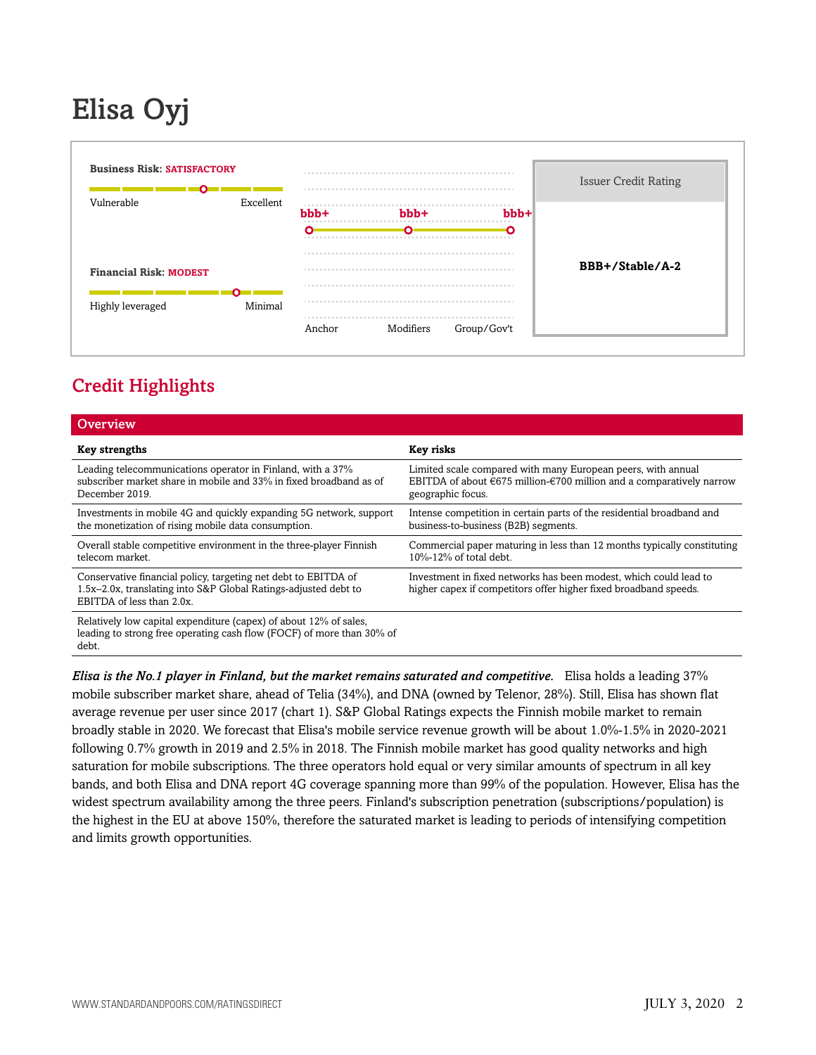# Elisa Oyj

**Business Risk:** SATISFACTORY

Vulnerable — Excellent

**Financial Risk:** MODEST

Highly leveraged — Minimal

| Anchor | Modifiers | Group/Gov't |
|---|---|---|
| bbb+ | bbb+ | bbb+ |

| Issuer Credit Rating |
|---|
| **BBB+/Stable/A-2** |

## Credit Highlights

| Overview | |
|---|---|
| **Key strengths** | **Key risks** |
| Leading telecommunications operator in Finland, with a 37% subscriber market share in mobile and 33% in fixed broadband as of December 2019. | Limited scale compared with many European peers, with annual EBITDA of about €675 million-€700 million and a comparatively narrow geographic focus. |
| Investments in mobile 4G and quickly expanding 5G network, support the monetization of rising mobile data consumption. | Intense competition in certain parts of the residential broadband and business-to-business (B2B) segments. |
| Overall stable competitive environment in the three-player Finnish telecom market. | Commercial paper maturing in less than 12 months typically constituting 10%-12% of total debt. |
| Conservative financial policy, targeting net debt to EBITDA of 1.5x–2.0x, translating into S&P Global Ratings-adjusted debt to EBITDA of less than 2.0x. | Investment in fixed networks has been modest, which could lead to higher capex if competitors offer higher fixed broadband speeds. |
| Relatively low capital expenditure (capex) of about 12% of sales, leading to strong free operating cash flow (FOCF) of more than 30% of debt. | |

***Elisa is the No.1 player in Finland, but the market remains saturated and competitive.*** Elisa holds a leading 37% mobile subscriber market share, ahead of Telia (34%), and DNA (owned by Telenor, 28%). Still, Elisa has shown flat average revenue per user since 2017 (chart 1). S&P Global Ratings expects the Finnish mobile market to remain broadly stable in 2020. We forecast that Elisa's mobile service revenue growth will be about 1.0%-1.5% in 2020-2021 following 0.7% growth in 2019 and 2.5% in 2018. The Finnish mobile market has good quality networks and high saturation for mobile subscriptions. The three operators hold equal or very similar amounts of spectrum in all key bands, and both Elisa and DNA report 4G coverage spanning more than 99% of the population. However, Elisa has the widest spectrum availability among the three peers. Finland's subscription penetration (subscriptions/population) is the highest in the EU at above 150%, therefore the saturated market is leading to periods of intensifying competition and limits growth opportunities.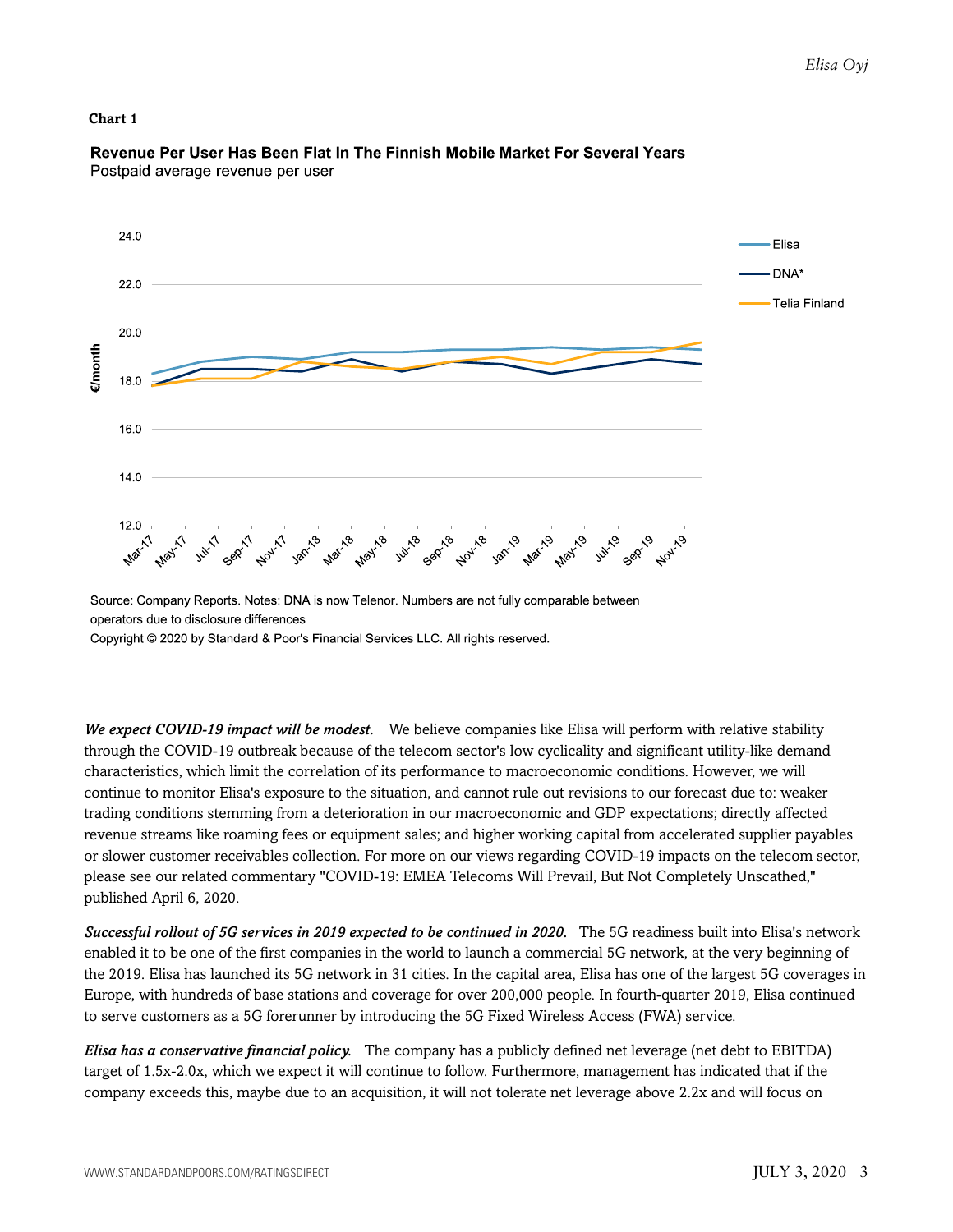**Chart 1**

**Revenue Per User Has Been Flat In The Finnish Mobile Market For Several Years**
Postpaid average revenue per user

Source: Company Reports. Notes: DNA is now Telenor. Numbers are not fully comparable between operators due to disclosure differences
Copyright © 2020 by Standard & Poor's Financial Services LLC. All rights reserved.

***We expect COVID-19 impact will be modest.*** We believe companies like Elisa will perform with relative stability through the COVID-19 outbreak because of the telecom sector's low cyclicality and significant utility-like demand characteristics, which limit the correlation of its performance to macroeconomic conditions. However, we will continue to monitor Elisa's exposure to the situation, and cannot rule out revisions to our forecast due to: weaker trading conditions stemming from a deterioration in our macroeconomic and GDP expectations; directly affected revenue streams like roaming fees or equipment sales; and higher working capital from accelerated supplier payables or slower customer receivables collection. For more on our views regarding COVID-19 impacts on the telecom sector, please see our related commentary "COVID-19: EMEA Telecoms Will Prevail, But Not Completely Unscathed," published April 6, 2020.

***Successful rollout of 5G services in 2019 expected to be continued in 2020.*** The 5G readiness built into Elisa's network enabled it to be one of the first companies in the world to launch a commercial 5G network, at the very beginning of the 2019. Elisa has launched its 5G network in 31 cities. In the capital area, Elisa has one of the largest 5G coverages in Europe, with hundreds of base stations and coverage for over 200,000 people. In fourth-quarter 2019, Elisa continued to serve customers as a 5G forerunner by introducing the 5G Fixed Wireless Access (FWA) service.

***Elisa has a conservative financial policy.*** The company has a publicly defined net leverage (net debt to EBITDA) target of 1.5x-2.0x, which we expect it will continue to follow. Furthermore, management has indicated that if the company exceeds this, maybe due to an acquisition, it will not tolerate net leverage above 2.2x and will focus on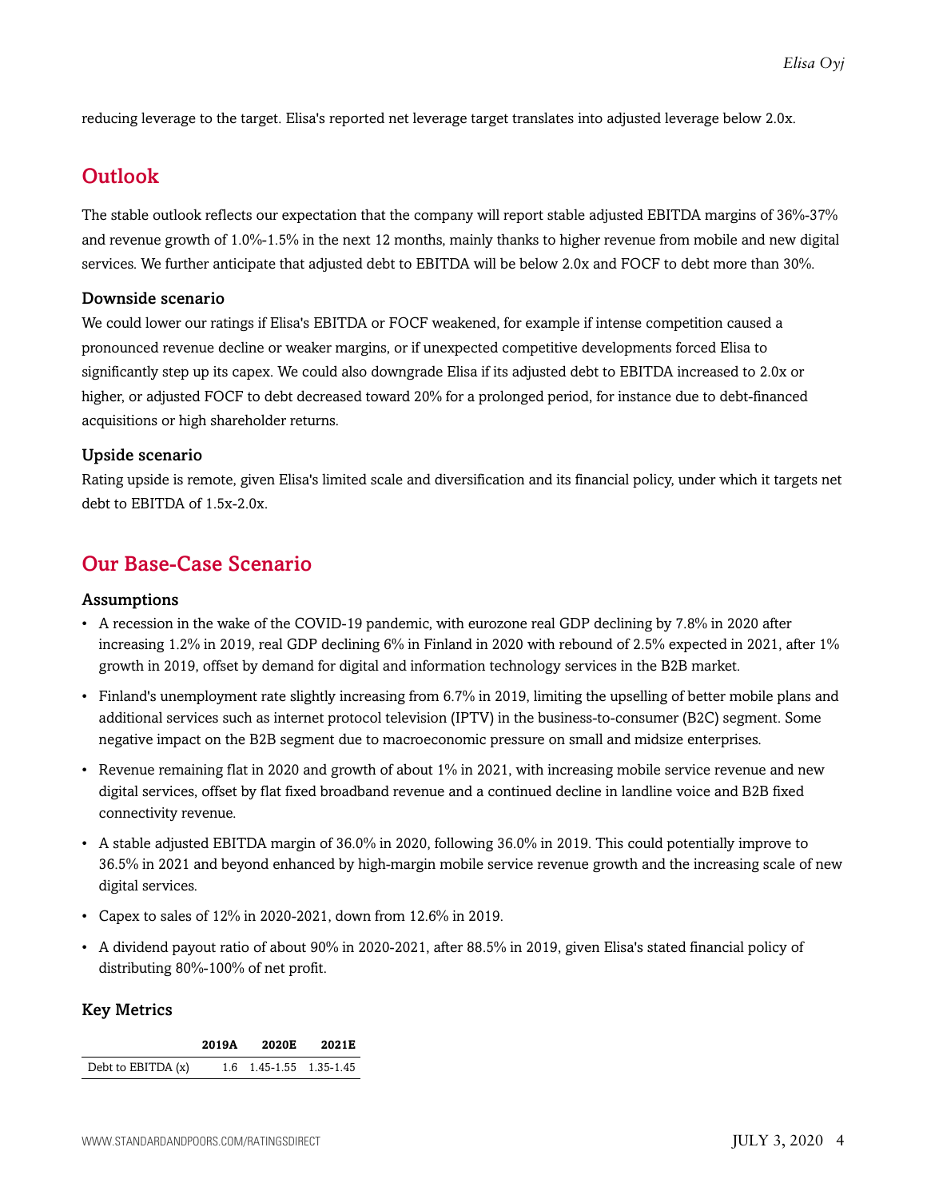reducing leverage to the target. Elisa's reported net leverage target translates into adjusted leverage below 2.0x.

## Outlook

The stable outlook reflects our expectation that the company will report stable adjusted EBITDA margins of 36%-37% and revenue growth of 1.0%-1.5% in the next 12 months, mainly thanks to higher revenue from mobile and new digital services. We further anticipate that adjusted debt to EBITDA will be below 2.0x and FOCF to debt more than 30%.

### Downside scenario

We could lower our ratings if Elisa's EBITDA or FOCF weakened, for example if intense competition caused a pronounced revenue decline or weaker margins, or if unexpected competitive developments forced Elisa to significantly step up its capex. We could also downgrade Elisa if its adjusted debt to EBITDA increased to 2.0x or higher, or adjusted FOCF to debt decreased toward 20% for a prolonged period, for instance due to debt-financed acquisitions or high shareholder returns.

### Upside scenario

Rating upside is remote, given Elisa's limited scale and diversification and its financial policy, under which it targets net debt to EBITDA of 1.5x-2.0x.

## Our Base-Case Scenario

### Assumptions

- A recession in the wake of the COVID-19 pandemic, with eurozone real GDP declining by 7.8% in 2020 after increasing 1.2% in 2019, real GDP declining 6% in Finland in 2020 with rebound of 2.5% expected in 2021, after 1% growth in 2019, offset by demand for digital and information technology services in the B2B market.
- Finland's unemployment rate slightly increasing from 6.7% in 2019, limiting the upselling of better mobile plans and additional services such as internet protocol television (IPTV) in the business-to-consumer (B2C) segment. Some negative impact on the B2B segment due to macroeconomic pressure on small and midsize enterprises.
- Revenue remaining flat in 2020 and growth of about 1% in 2021, with increasing mobile service revenue and new digital services, offset by flat fixed broadband revenue and a continued decline in landline voice and B2B fixed connectivity revenue.
- A stable adjusted EBITDA margin of 36.0% in 2020, following 36.0% in 2019. This could potentially improve to 36.5% in 2021 and beyond enhanced by high-margin mobile service revenue growth and the increasing scale of new digital services.
- Capex to sales of 12% in 2020-2021, down from 12.6% in 2019.
- A dividend payout ratio of about 90% in 2020-2021, after 88.5% in 2019, given Elisa's stated financial policy of distributing 80%-100% of net profit.

### Key Metrics

| | 2019A | 2020E | 2021E |
|---|---|---|---|
| Debt to EBITDA (x) | 1.6 | 1.45-1.55 | 1.35-1.45 |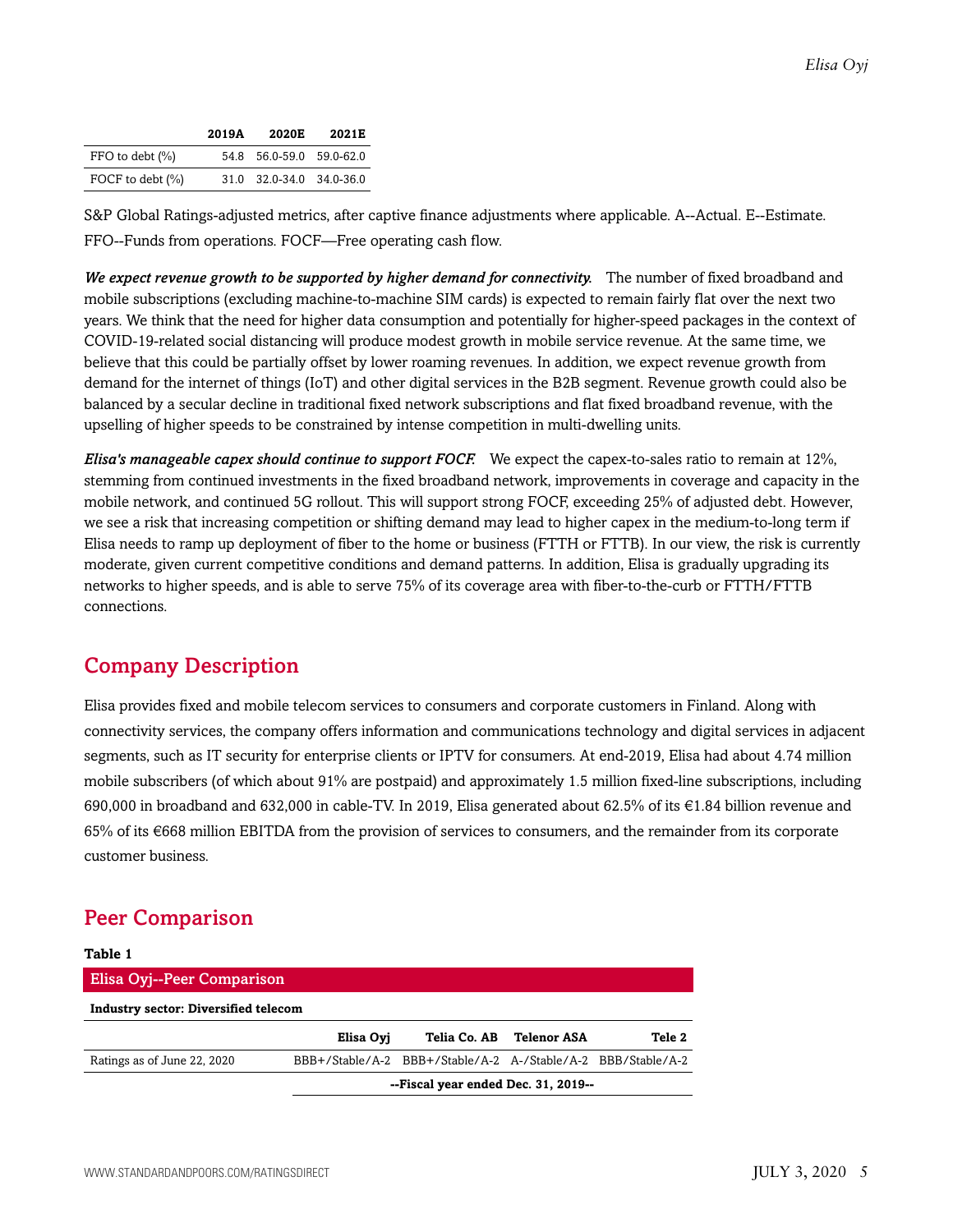| | 2019A | 2020E | 2021E |
|---|---|---|---|
| FFO to debt (%) | 54.8 | 56.0-59.0 | 59.0-62.0 |
| FOCF to debt (%) | 31.0 | 32.0-34.0 | 34.0-36.0 |

S&P Global Ratings-adjusted metrics, after captive finance adjustments where applicable. A--Actual. E--Estimate. FFO--Funds from operations. FOCF—Free operating cash flow.

***We expect revenue growth to be supported by higher demand for connectivity.*** The number of fixed broadband and mobile subscriptions (excluding machine-to-machine SIM cards) is expected to remain fairly flat over the next two years. We think that the need for higher data consumption and potentially for higher-speed packages in the context of COVID-19-related social distancing will produce modest growth in mobile service revenue. At the same time, we believe that this could be partially offset by lower roaming revenues. In addition, we expect revenue growth from demand for the internet of things (IoT) and other digital services in the B2B segment. Revenue growth could also be balanced by a secular decline in traditional fixed network subscriptions and flat fixed broadband revenue, with the upselling of higher speeds to be constrained by intense competition in multi-dwelling units.

***Elisa's manageable capex should continue to support FOCF.*** We expect the capex-to-sales ratio to remain at 12%, stemming from continued investments in the fixed broadband network, improvements in coverage and capacity in the mobile network, and continued 5G rollout. This will support strong FOCF, exceeding 25% of adjusted debt. However, we see a risk that increasing competition or shifting demand may lead to higher capex in the medium-to-long term if Elisa needs to ramp up deployment of fiber to the home or business (FTTH or FTTB). In our view, the risk is currently moderate, given current competitive conditions and demand patterns. In addition, Elisa is gradually upgrading its networks to higher speeds, and is able to serve 75% of its coverage area with fiber-to-the-curb or FTTH/FTTB connections.

## Company Description

Elisa provides fixed and mobile telecom services to consumers and corporate customers in Finland. Along with connectivity services, the company offers information and communications technology and digital services in adjacent segments, such as IT security for enterprise clients or IPTV for consumers. At end-2019, Elisa had about 4.74 million mobile subscribers (of which about 91% are postpaid) and approximately 1.5 million fixed-line subscriptions, including 690,000 in broadband and 632,000 in cable-TV. In 2019, Elisa generated about 62.5% of its €1.84 billion revenue and 65% of its €668 million EBITDA from the provision of services to consumers, and the remainder from its corporate customer business.

## Peer Comparison

**Table 1**

**Elisa Oyj--Peer Comparison**

**Industry sector: Diversified telecom**

| | Elisa Oyj | Telia Co. AB | Telenor ASA | Tele 2 |
|---|---|---|---|---|
| Ratings as of June 22, 2020 | BBB+/Stable/A-2 | BBB+/Stable/A-2 | A-/Stable/A-2 | BBB/Stable/A-2 |
| | **--Fiscal year ended Dec. 31, 2019--** | | | |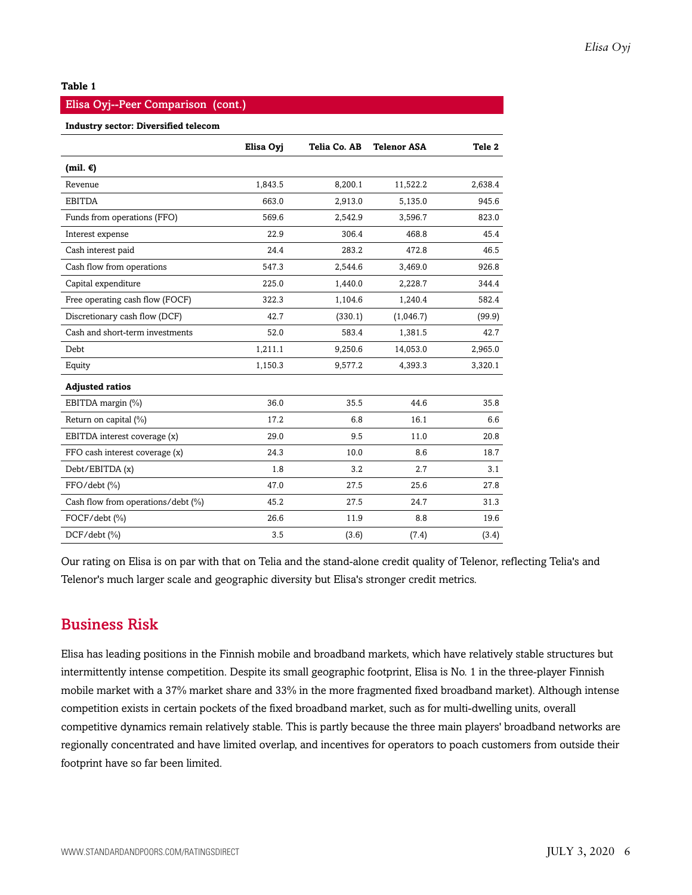**Table 1**

**Elisa Oyj--Peer Comparison (cont.)**

**Industry sector: Diversified telecom**

| | Elisa Oyj | Telia Co. AB | Telenor ASA | Tele 2 |
|---|---|---|---|---|
| **(mil. €)** | | | | |
| Revenue | 1,843.5 | 8,200.1 | 11,522.2 | 2,638.4 |
| EBITDA | 663.0 | 2,913.0 | 5,135.0 | 945.6 |
| Funds from operations (FFO) | 569.6 | 2,542.9 | 3,596.7 | 823.0 |
| Interest expense | 22.9 | 306.4 | 468.8 | 45.4 |
| Cash interest paid | 24.4 | 283.2 | 472.8 | 46.5 |
| Cash flow from operations | 547.3 | 2,544.6 | 3,469.0 | 926.8 |
| Capital expenditure | 225.0 | 1,440.0 | 2,228.7 | 344.4 |
| Free operating cash flow (FOCF) | 322.3 | 1,104.6 | 1,240.4 | 582.4 |
| Discretionary cash flow (DCF) | 42.7 | (330.1) | (1,046.7) | (99.9) |
| Cash and short-term investments | 52.0 | 583.4 | 1,381.5 | 42.7 |
| Debt | 1,211.1 | 9,250.6 | 14,053.0 | 2,965.0 |
| Equity | 1,150.3 | 9,577.2 | 4,393.3 | 3,320.1 |
| **Adjusted ratios** | | | | |
| EBITDA margin (%) | 36.0 | 35.5 | 44.6 | 35.8 |
| Return on capital (%) | 17.2 | 6.8 | 16.1 | 6.6 |
| EBITDA interest coverage (x) | 29.0 | 9.5 | 11.0 | 20.8 |
| FFO cash interest coverage (x) | 24.3 | 10.0 | 8.6 | 18.7 |
| Debt/EBITDA (x) | 1.8 | 3.2 | 2.7 | 3.1 |
| FFO/debt (%) | 47.0 | 27.5 | 25.6 | 27.8 |
| Cash flow from operations/debt (%) | 45.2 | 27.5 | 24.7 | 31.3 |
| FOCF/debt (%) | 26.6 | 11.9 | 8.8 | 19.6 |
| DCF/debt (%) | 3.5 | (3.6) | (7.4) | (3.4) |

Our rating on Elisa is on par with that on Telia and the stand-alone credit quality of Telenor, reflecting Telia's and Telenor's much larger scale and geographic diversity but Elisa's stronger credit metrics.

## Business Risk

Elisa has leading positions in the Finnish mobile and broadband markets, which have relatively stable structures but intermittently intense competition. Despite its small geographic footprint, Elisa is No. 1 in the three-player Finnish mobile market with a 37% market share and 33% in the more fragmented fixed broadband market). Although intense competition exists in certain pockets of the fixed broadband market, such as for multi-dwelling units, overall competitive dynamics remain relatively stable. This is partly because the three main players' broadband networks are regionally concentrated and have limited overlap, and incentives for operators to poach customers from outside their footprint have so far been limited.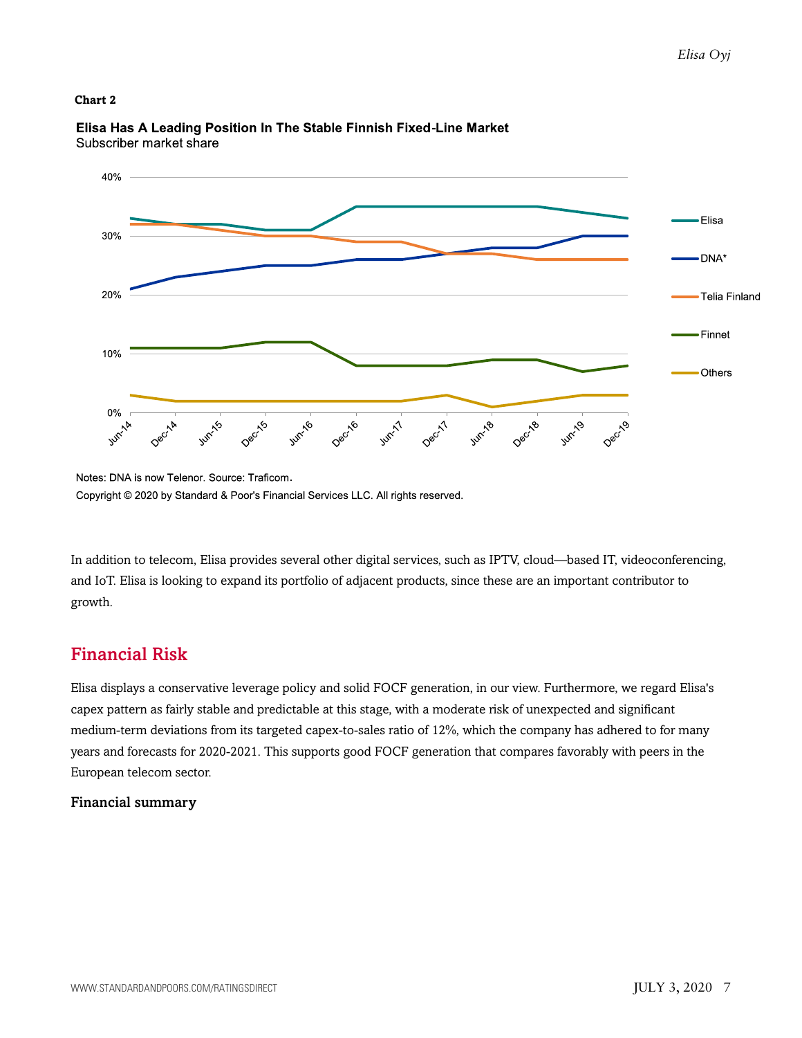**Chart 2**

**Elisa Has A Leading Position In The Stable Finnish Fixed-Line Market**
Subscriber market share

Notes: DNA is now Telenor. Source: Traficom.
Copyright © 2020 by Standard & Poor's Financial Services LLC. All rights reserved.

In addition to telecom, Elisa provides several other digital services, such as IPTV, cloud—based IT, videoconferencing, and IoT. Elisa is looking to expand its portfolio of adjacent products, since these are an important contributor to growth.

## Financial Risk

Elisa displays a conservative leverage policy and solid FOCF generation, in our view. Furthermore, we regard Elisa's capex pattern as fairly stable and predictable at this stage, with a moderate risk of unexpected and significant medium-term deviations from its targeted capex-to-sales ratio of 12%, which the company has adhered to for many years and forecasts for 2020-2021. This supports good FOCF generation that compares favorably with peers in the European telecom sector.

### Financial summary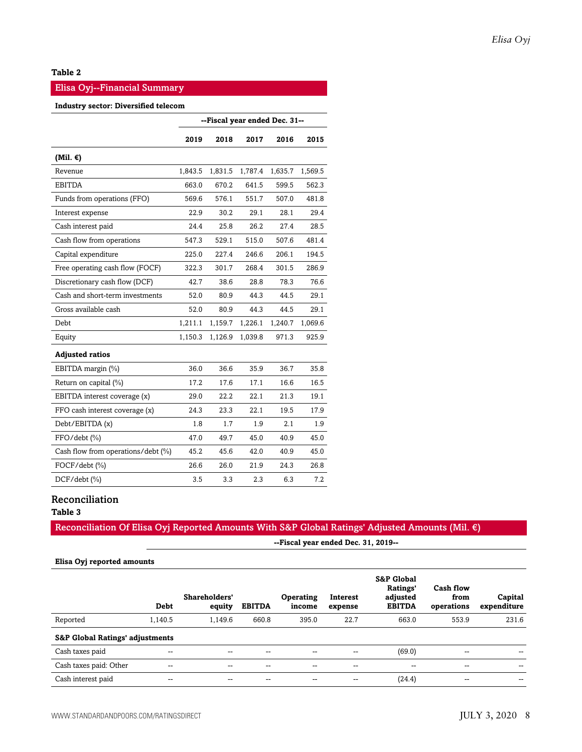**Table 2**

| Elisa Oyj--Financial Summary | | | | | |
|---|---|---|---|---|---|
| **Industry sector: Diversified telecom** | | | | | |
| | **--Fiscal year ended Dec. 31--** | | | | |
| | **2019** | **2018** | **2017** | **2016** | **2015** |
| **(Mil. €)** | | | | | |
| Revenue | 1,843.5 | 1,831.5 | 1,787.4 | 1,635.7 | 1,569.5 |
| EBITDA | 663.0 | 670.2 | 641.5 | 599.5 | 562.3 |
| Funds from operations (FFO) | 569.6 | 576.1 | 551.7 | 507.0 | 481.8 |
| Interest expense | 22.9 | 30.2 | 29.1 | 28.1 | 29.4 |
| Cash interest paid | 24.4 | 25.8 | 26.2 | 27.4 | 28.5 |
| Cash flow from operations | 547.3 | 529.1 | 515.0 | 507.6 | 481.4 |
| Capital expenditure | 225.0 | 227.4 | 246.6 | 206.1 | 194.5 |
| Free operating cash flow (FOCF) | 322.3 | 301.7 | 268.4 | 301.5 | 286.9 |
| Discretionary cash flow (DCF) | 42.7 | 38.6 | 28.8 | 78.3 | 76.6 |
| Cash and short-term investments | 52.0 | 80.9 | 44.3 | 44.5 | 29.1 |
| Gross available cash | 52.0 | 80.9 | 44.3 | 44.5 | 29.1 |
| Debt | 1,211.1 | 1,159.7 | 1,226.1 | 1,240.7 | 1,069.6 |
| Equity | 1,150.3 | 1,126.9 | 1,039.8 | 971.3 | 925.9 |
| **Adjusted ratios** | | | | | |
| EBITDA margin (%) | 36.0 | 36.6 | 35.9 | 36.7 | 35.8 |
| Return on capital (%) | 17.2 | 17.6 | 17.1 | 16.6 | 16.5 |
| EBITDA interest coverage (x) | 29.0 | 22.2 | 22.1 | 21.3 | 19.1 |
| FFO cash interest coverage (x) | 24.3 | 23.3 | 22.1 | 19.5 | 17.9 |
| Debt/EBITDA (x) | 1.8 | 1.7 | 1.9 | 2.1 | 1.9 |
| FFO/debt (%) | 47.0 | 49.7 | 45.0 | 40.9 | 45.0 |
| Cash flow from operations/debt (%) | 45.2 | 45.6 | 42.0 | 40.9 | 45.0 |
| FOCF/debt (%) | 26.6 | 26.0 | 21.9 | 24.3 | 26.8 |
| DCF/debt (%) | 3.5 | 3.3 | 2.3 | 6.3 | 7.2 |

## Reconciliation

**Table 3**

| Reconciliation Of Elisa Oyj Reported Amounts With S&P Global Ratings' Adjusted Amounts (Mil. €) | | | | | | | | |
|---|---|---|---|---|---|---|---|---|
| | **--Fiscal year ended Dec. 31, 2019--** | | | | | | | |
| **Elisa Oyj reported amounts** | | | | | | | | |
| | **Debt** | **Shareholders' equity** | **EBITDA** | **Operating income** | **Interest expense** | **S&P Global Ratings' adjusted EBITDA** | **Cash flow from operations** | **Capital expenditure** |
| Reported | 1,140.5 | 1,149.6 | 660.8 | 395.0 | 22.7 | 663.0 | 553.9 | 231.6 |
| **S&P Global Ratings' adjustments** | | | | | | | | |
| Cash taxes paid | -- | -- | -- | -- | -- | (69.0) | -- | -- |
| Cash taxes paid: Other | -- | -- | -- | -- | -- | -- | -- | -- |
| Cash interest paid | -- | -- | -- | -- | -- | (24.4) | -- | -- |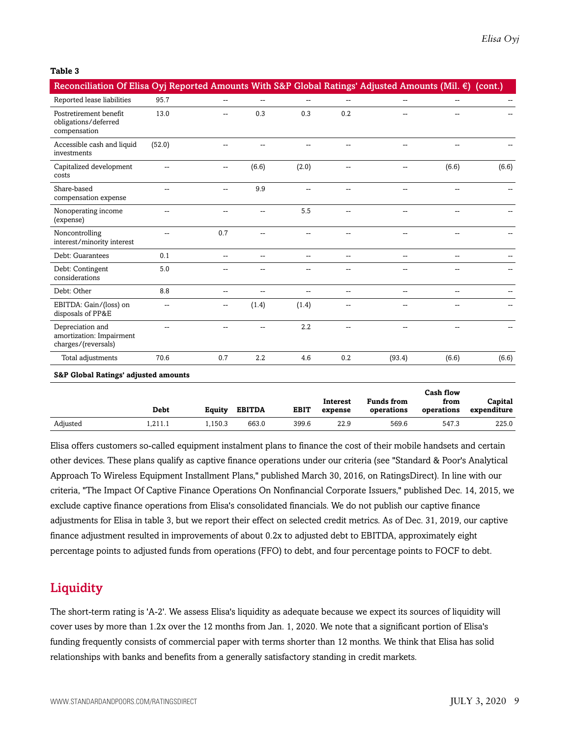**Table 3**

**Reconciliation Of Elisa Oyj Reported Amounts With S&P Global Ratings' Adjusted Amounts (Mil. €) (cont.)**

| | Debt | Equity | EBITDA | EBIT | Interest expense | Funds from operations | Cash flow from operations | Capital expenditure |
|---|---|---|---|---|---|---|---|---|
| Reported lease liabilities | 95.7 | -- | -- | -- | -- | -- | -- | -- |
| Postretirement benefit obligations/deferred compensation | 13.0 | -- | 0.3 | 0.3 | 0.2 | -- | -- | -- |
| Accessible cash and liquid investments | (52.0) | -- | -- | -- | -- | -- | -- | -- |
| Capitalized development costs | -- | -- | (6.6) | (2.0) | -- | -- | (6.6) | (6.6) |
| Share-based compensation expense | -- | -- | 9.9 | -- | -- | -- | -- | -- |
| Nonoperating income (expense) | -- | -- | -- | 5.5 | -- | -- | -- | -- |
| Noncontrolling interest/minority interest | -- | 0.7 | -- | -- | -- | -- | -- | -- |
| Debt: Guarantees | 0.1 | -- | -- | -- | -- | -- | -- | -- |
| Debt: Contingent considerations | 5.0 | -- | -- | -- | -- | -- | -- | -- |
| Debt: Other | 8.8 | -- | -- | -- | -- | -- | -- | -- |
| EBITDA: Gain/(loss) on disposals of PP&E | -- | -- | (1.4) | (1.4) | -- | -- | -- | -- |
| Depreciation and amortization: Impairment charges/(reversals) | -- | -- | -- | 2.2 | -- | -- | -- | -- |
| Total adjustments | 70.6 | 0.7 | 2.2 | 4.6 | 0.2 | (93.4) | (6.6) | (6.6) |

**S&P Global Ratings' adjusted amounts**

| | Debt | Equity | EBITDA | EBIT | Interest expense | Funds from operations | Cash flow from operations | Capital expenditure |
|---|---|---|---|---|---|---|---|---|
| Adjusted | 1,211.1 | 1,150.3 | 663.0 | 399.6 | 22.9 | 569.6 | 547.3 | 225.0 |

Elisa offers customers so-called equipment instalment plans to finance the cost of their mobile handsets and certain other devices. These plans qualify as captive finance operations under our criteria (see "Standard & Poor's Analytical Approach To Wireless Equipment Installment Plans," published March 30, 2016, on RatingsDirect). In line with our criteria, "The Impact Of Captive Finance Operations On Nonfinancial Corporate Issuers," published Dec. 14, 2015, we exclude captive finance operations from Elisa's consolidated financials. We do not publish our captive finance adjustments for Elisa in table 3, but we report their effect on selected credit metrics. As of Dec. 31, 2019, our captive finance adjustment resulted in improvements of about 0.2x to adjusted debt to EBITDA, approximately eight percentage points to adjusted funds from operations (FFO) to debt, and four percentage points to FOCF to debt.

## Liquidity

The short-term rating is 'A-2'. We assess Elisa's liquidity as adequate because we expect its sources of liquidity will cover uses by more than 1.2x over the 12 months from Jan. 1, 2020. We note that a significant portion of Elisa's funding frequently consists of commercial paper with terms shorter than 12 months. We think that Elisa has solid relationships with banks and benefits from a generally satisfactory standing in credit markets.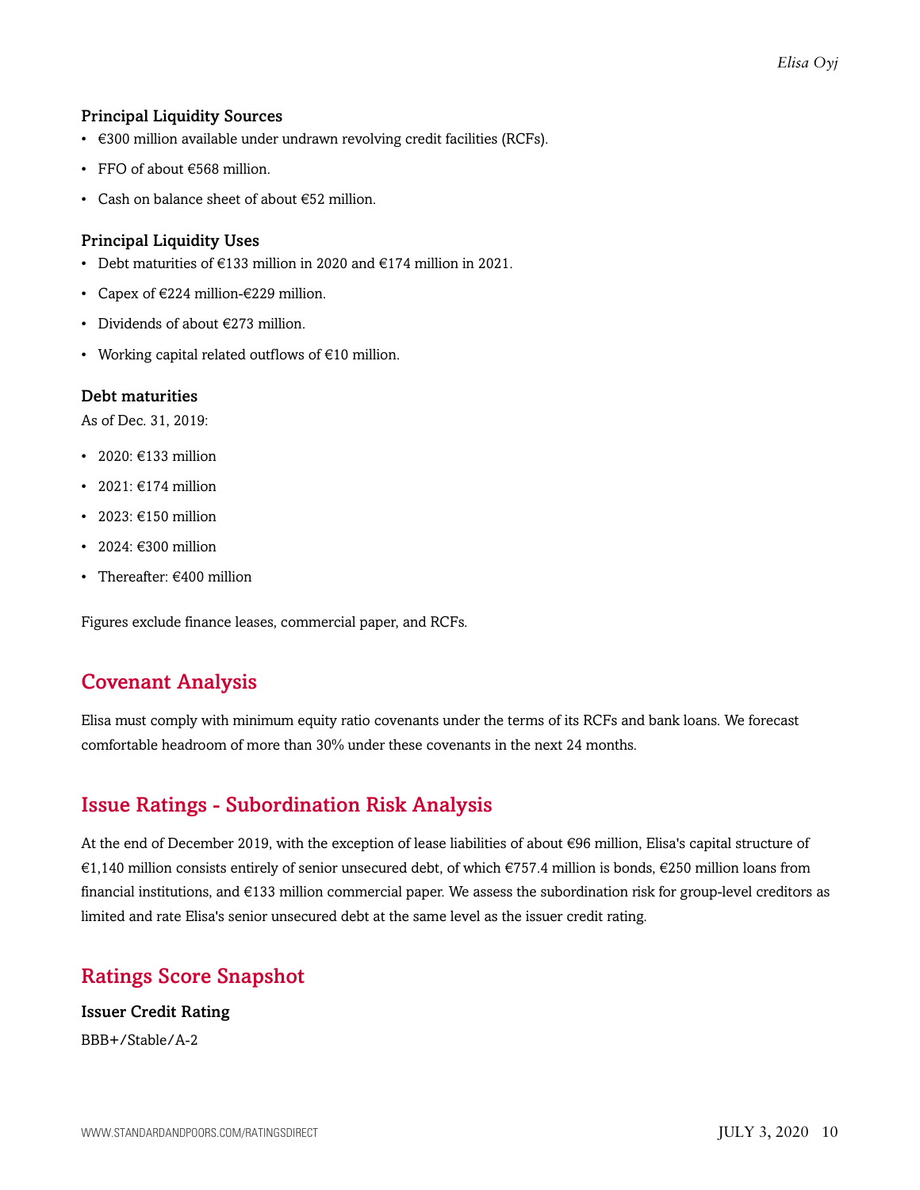### Principal Liquidity Sources

- €300 million available under undrawn revolving credit facilities (RCFs).
- FFO of about €568 million.
- Cash on balance sheet of about €52 million.

### Principal Liquidity Uses

- Debt maturities of €133 million in 2020 and €174 million in 2021.
- Capex of €224 million-€229 million.
- Dividends of about €273 million.
- Working capital related outflows of €10 million.

### Debt maturities

As of Dec. 31, 2019:

- 2020: €133 million
- 2021: €174 million
- 2023: €150 million
- 2024: €300 million
- Thereafter: €400 million

Figures exclude finance leases, commercial paper, and RCFs.

## Covenant Analysis

Elisa must comply with minimum equity ratio covenants under the terms of its RCFs and bank loans. We forecast comfortable headroom of more than 30% under these covenants in the next 24 months.

## Issue Ratings - Subordination Risk Analysis

At the end of December 2019, with the exception of lease liabilities of about €96 million, Elisa's capital structure of €1,140 million consists entirely of senior unsecured debt, of which €757.4 million is bonds, €250 million loans from financial institutions, and €133 million commercial paper. We assess the subordination risk for group-level creditors as limited and rate Elisa's senior unsecured debt at the same level as the issuer credit rating.

## Ratings Score Snapshot

### Issuer Credit Rating

BBB+/Stable/A-2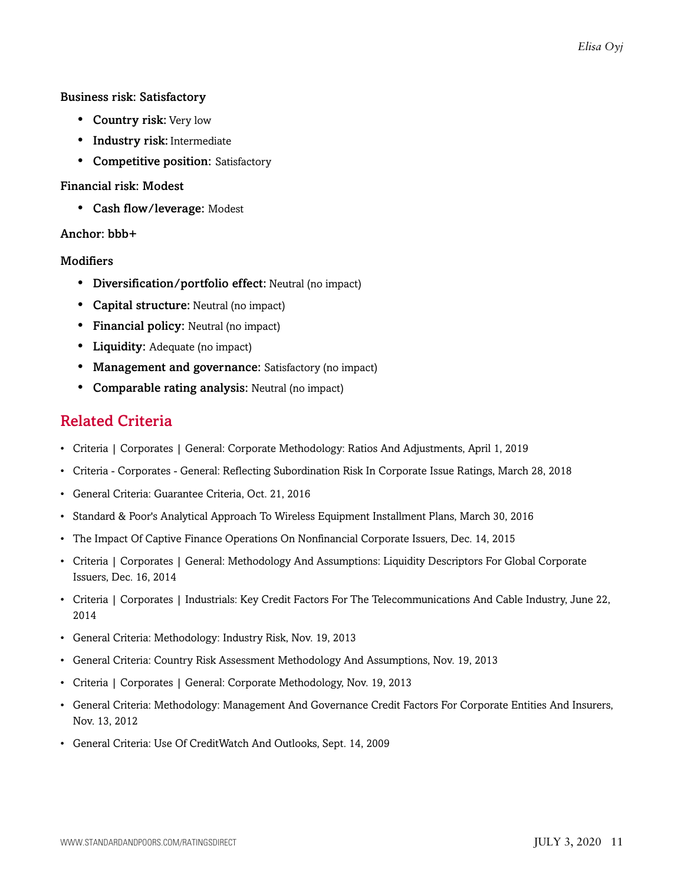**Business risk: Satisfactory**

- **Country risk:** Very low
- **Industry risk:** Intermediate
- **Competitive position:** Satisfactory

**Financial risk: Modest**

- **Cash flow/leverage:** Modest

**Anchor: bbb+**

**Modifiers**

- **Diversification/portfolio effect:** Neutral (no impact)
- **Capital structure:** Neutral (no impact)
- **Financial policy:** Neutral (no impact)
- **Liquidity:** Adequate (no impact)
- **Management and governance:** Satisfactory (no impact)
- **Comparable rating analysis:** Neutral (no impact)

## Related Criteria

- Criteria | Corporates | General: Corporate Methodology: Ratios And Adjustments, April 1, 2019
- Criteria - Corporates - General: Reflecting Subordination Risk In Corporate Issue Ratings, March 28, 2018
- General Criteria: Guarantee Criteria, Oct. 21, 2016
- Standard & Poor's Analytical Approach To Wireless Equipment Installment Plans, March 30, 2016
- The Impact Of Captive Finance Operations On Nonfinancial Corporate Issuers, Dec. 14, 2015
- Criteria | Corporates | General: Methodology And Assumptions: Liquidity Descriptors For Global Corporate Issuers, Dec. 16, 2014
- Criteria | Corporates | Industrials: Key Credit Factors For The Telecommunications And Cable Industry, June 22, 2014
- General Criteria: Methodology: Industry Risk, Nov. 19, 2013
- General Criteria: Country Risk Assessment Methodology And Assumptions, Nov. 19, 2013
- Criteria | Corporates | General: Corporate Methodology, Nov. 19, 2013
- General Criteria: Methodology: Management And Governance Credit Factors For Corporate Entities And Insurers, Nov. 13, 2012
- General Criteria: Use Of CreditWatch And Outlooks, Sept. 14, 2009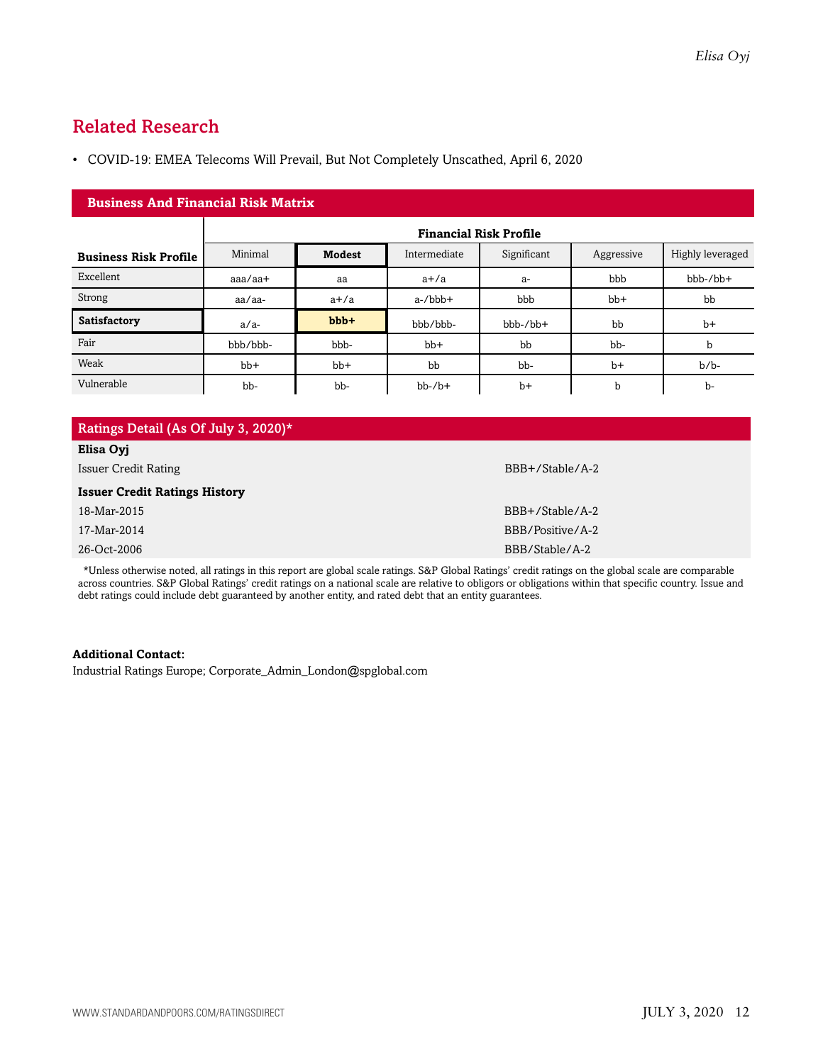## Related Research

- COVID-19: EMEA Telecoms Will Prevail, But Not Completely Unscathed, April 6, 2020

### Business And Financial Risk Matrix

| | Financial Risk Profile | | | | | |
|---|---|---|---|---|---|---|
| **Business Risk Profile** | Minimal | **Modest** | Intermediate | Significant | Aggressive | Highly leveraged |
| Excellent | aaa/aa+ | aa | a+/a | a- | bbb | bbb-/bb+ |
| Strong | aa/aa- | a+/a | a-/bbb+ | bbb | bb+ | bb |
| **Satisfactory** | a/a- | **bbb+** | bbb/bbb- | bbb-/bb+ | bb | b+ |
| Fair | bbb/bbb- | bbb- | bb+ | bb | bb- | b |
| Weak | bb+ | bb+ | bb | bb- | b+ | b/b- |
| Vulnerable | bb- | bb- | bb-/b+ | b+ | b | b- |

### Ratings Detail (As Of July 3, 2020)*

| **Elisa Oyj** | |
|---|---|
| Issuer Credit Rating | BBB+/Stable/A-2 |
| **Issuer Credit Ratings History** | |
| 18-Mar-2015 | BBB+/Stable/A-2 |
| 17-Mar-2014 | BBB/Positive/A-2 |
| 26-Oct-2006 | BBB/Stable/A-2 |

*Unless otherwise noted, all ratings in this report are global scale ratings. S&P Global Ratings' credit ratings on the global scale are comparable across countries. S&P Global Ratings' credit ratings on a national scale are relative to obligors or obligations within that specific country. Issue and debt ratings could include debt guaranteed by another entity, and rated debt that an entity guarantees.

**Additional Contact:**
Industrial Ratings Europe; Corporate_Admin_London@spglobal.com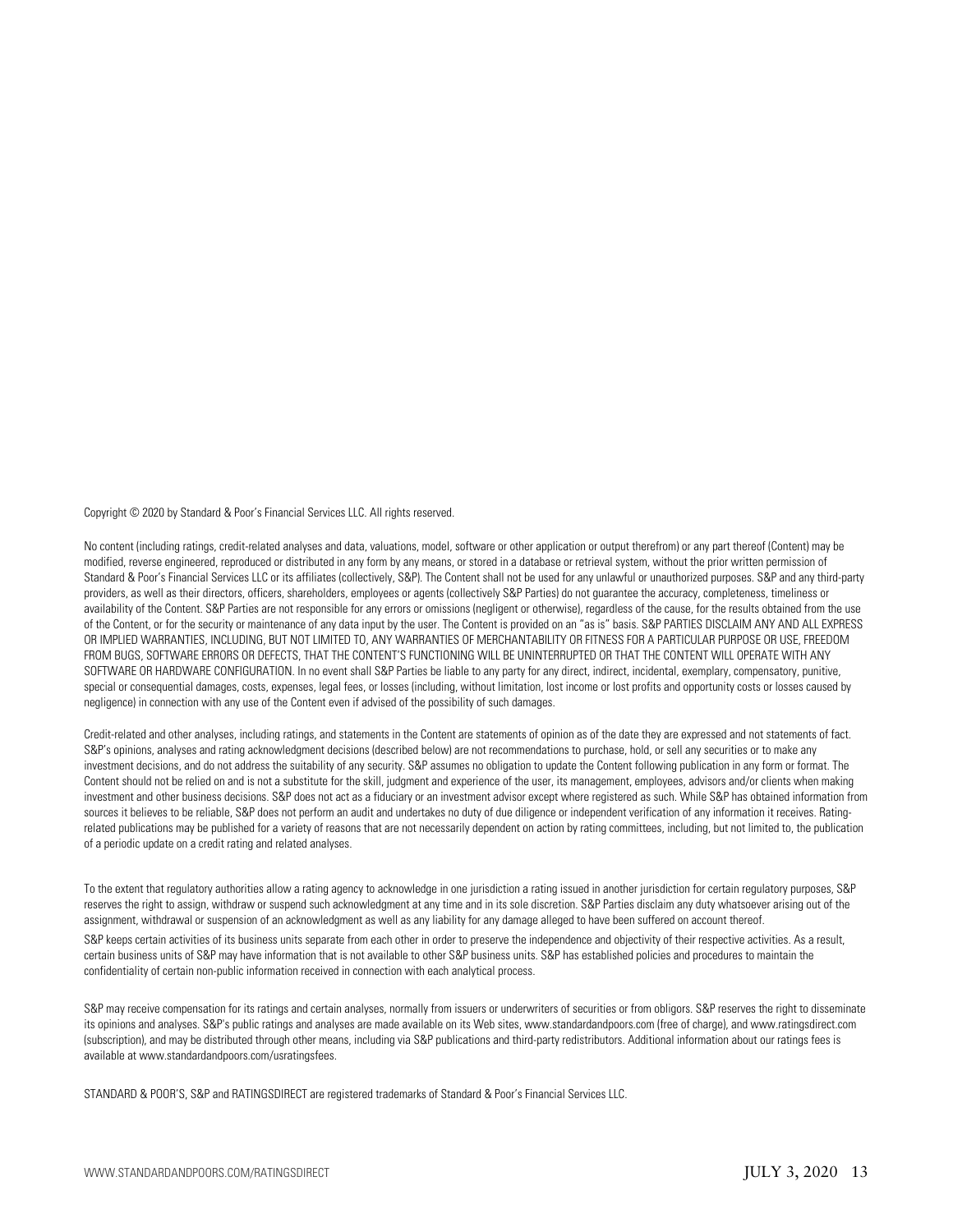Copyright © 2020 by Standard & Poor's Financial Services LLC. All rights reserved.

No content (including ratings, credit-related analyses and data, valuations, model, software or other application or output therefrom) or any part thereof (Content) may be modified, reverse engineered, reproduced or distributed in any form by any means, or stored in a database or retrieval system, without the prior written permission of Standard & Poor's Financial Services LLC or its affiliates (collectively, S&P). The Content shall not be used for any unlawful or unauthorized purposes. S&P and any third-party providers, as well as their directors, officers, shareholders, employees or agents (collectively S&P Parties) do not guarantee the accuracy, completeness, timeliness or availability of the Content. S&P Parties are not responsible for any errors or omissions (negligent or otherwise), regardless of the cause, for the results obtained from the use of the Content, or for the security or maintenance of any data input by the user. The Content is provided on an "as is" basis. S&P PARTIES DISCLAIM ANY AND ALL EXPRESS OR IMPLIED WARRANTIES, INCLUDING, BUT NOT LIMITED TO, ANY WARRANTIES OF MERCHANTABILITY OR FITNESS FOR A PARTICULAR PURPOSE OR USE, FREEDOM FROM BUGS, SOFTWARE ERRORS OR DEFECTS, THAT THE CONTENT'S FUNCTIONING WILL BE UNINTERRUPTED OR THAT THE CONTENT WILL OPERATE WITH ANY SOFTWARE OR HARDWARE CONFIGURATION. In no event shall S&P Parties be liable to any party for any direct, indirect, incidental, exemplary, compensatory, punitive, special or consequential damages, costs, expenses, legal fees, or losses (including, without limitation, lost income or lost profits and opportunity costs or losses caused by negligence) in connection with any use of the Content even if advised of the possibility of such damages.

Credit-related and other analyses, including ratings, and statements in the Content are statements of opinion as of the date they are expressed and not statements of fact. S&P's opinions, analyses and rating acknowledgment decisions (described below) are not recommendations to purchase, hold, or sell any securities or to make any investment decisions, and do not address the suitability of any security. S&P assumes no obligation to update the Content following publication in any form or format. The Content should not be relied on and is not a substitute for the skill, judgment and experience of the user, its management, employees, advisors and/or clients when making investment and other business decisions. S&P does not act as a fiduciary or an investment advisor except where registered as such. While S&P has obtained information from sources it believes to be reliable, S&P does not perform an audit and undertakes no duty of due diligence or independent verification of any information it receives. Rating-related publications may be published for a variety of reasons that are not necessarily dependent on action by rating committees, including, but not limited to, the publication of a periodic update on a credit rating and related analyses.

To the extent that regulatory authorities allow a rating agency to acknowledge in one jurisdiction a rating issued in another jurisdiction for certain regulatory purposes, S&P reserves the right to assign, withdraw or suspend such acknowledgment at any time and in its sole discretion. S&P Parties disclaim any duty whatsoever arising out of the assignment, withdrawal or suspension of an acknowledgment as well as any liability for any damage alleged to have been suffered on account thereof.

S&P keeps certain activities of its business units separate from each other in order to preserve the independence and objectivity of their respective activities. As a result, certain business units of S&P may have information that is not available to other S&P business units. S&P has established policies and procedures to maintain the confidentiality of certain non-public information received in connection with each analytical process.

S&P may receive compensation for its ratings and certain analyses, normally from issuers or underwriters of securities or from obligors. S&P reserves the right to disseminate its opinions and analyses. S&P's public ratings and analyses are made available on its Web sites, www.standardandpoors.com (free of charge), and www.ratingsdirect.com (subscription), and may be distributed through other means, including via S&P publications and third-party redistributors. Additional information about our ratings fees is available at www.standardandpoors.com/usratingsfees.

STANDARD & POOR'S, S&P and RATINGSDIRECT are registered trademarks of Standard & Poor's Financial Services LLC.